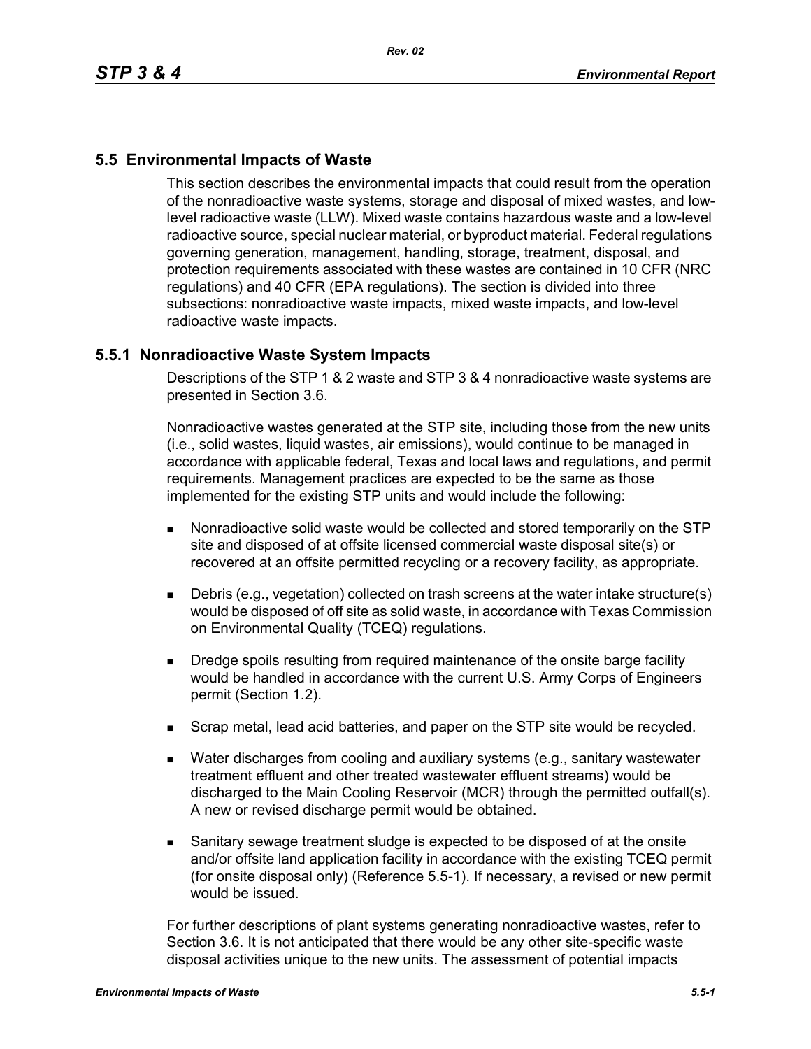## 5.5 Environmental Impacts of Waste

This section describes the environmental impacts that could result from the operation of the nonradioactive waste systems, storage and disposal of mixed wastes, and low-level radioactive waste (LLW). Mixed waste contains hazardous waste and a low-level radioactive source, special nuclear material, or byproduct material. Federal regulations governing generation, management, handling, storage, treatment, disposal, and protection requirements associated with these wastes are contained in 10 CFR (NRC regulations) and 40 CFR (EPA regulations). The section is divided into three subsections: nonradioactive waste impacts, mixed waste impacts, and low-level radioactive waste impacts.

### 5.5.1 Nonradioactive Waste System Impacts

Descriptions of the STP 1 & 2 waste and STP 3 & 4 nonradioactive waste systems are presented in Section 3.6.

Nonradioactive wastes generated at the STP site, including those from the new units (i.e., solid wastes, liquid wastes, air emissions), would continue to be managed in accordance with applicable federal, Texas and local laws and regulations, and permit requirements. Management practices are expected to be the same as those implemented for the existing STP units and would include the following:

- Nonradioactive solid waste would be collected and stored temporarily on the STP site and disposed of at offsite licensed commercial waste disposal site(s) or recovered at an offsite permitted recycling or a recovery facility, as appropriate.
- Debris (e.g., vegetation) collected on trash screens at the water intake structure(s) would be disposed of off site as solid waste, in accordance with Texas Commission on Environmental Quality (TCEQ) regulations.
- Dredge spoils resulting from required maintenance of the onsite barge facility would be handled in accordance with the current U.S. Army Corps of Engineers permit (Section 1.2).
- Scrap metal, lead acid batteries, and paper on the STP site would be recycled.
- Water discharges from cooling and auxiliary systems (e.g., sanitary wastewater treatment effluent and other treated wastewater effluent streams) would be discharged to the Main Cooling Reservoir (MCR) through the permitted outfall(s). A new or revised discharge permit would be obtained.
- Sanitary sewage treatment sludge is expected to be disposed of at the onsite and/or offsite land application facility in accordance with the existing TCEQ permit (for onsite disposal only) (Reference 5.5-1). If necessary, a revised or new permit would be issued.

For further descriptions of plant systems generating nonradioactive wastes, refer to Section 3.6. It is not anticipated that there would be any other site-specific waste disposal activities unique to the new units. The assessment of potential impacts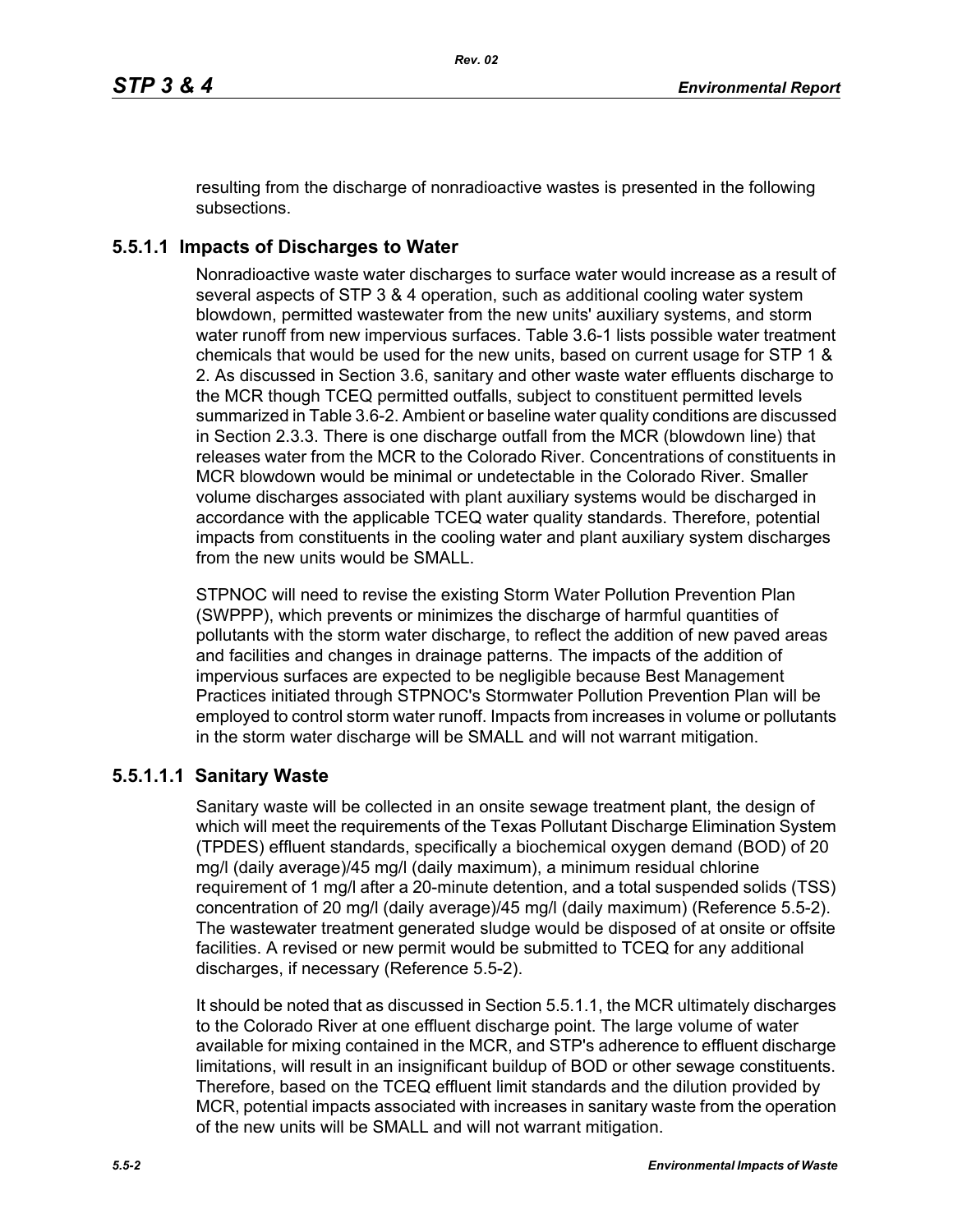resulting from the discharge of nonradioactive wastes is presented in the following subsections.

### 5.5.1.1 Impacts of Discharges to Water

Nonradioactive waste water discharges to surface water would increase as a result of several aspects of STP 3 & 4 operation, such as additional cooling water system blowdown, permitted wastewater from the new units' auxiliary systems, and storm water runoff from new impervious surfaces. Table 3.6-1 lists possible water treatment chemicals that would be used for the new units, based on current usage for STP 1 & 2. As discussed in Section 3.6, sanitary and other waste water effluents discharge to the MCR though TCEQ permitted outfalls, subject to constituent permitted levels summarized in Table 3.6-2. Ambient or baseline water quality conditions are discussed in Section 2.3.3. There is one discharge outfall from the MCR (blowdown line) that releases water from the MCR to the Colorado River. Concentrations of constituents in MCR blowdown would be minimal or undetectable in the Colorado River. Smaller volume discharges associated with plant auxiliary systems would be discharged in accordance with the applicable TCEQ water quality standards. Therefore, potential impacts from constituents in the cooling water and plant auxiliary system discharges from the new units would be SMALL.

STPNOC will need to revise the existing Storm Water Pollution Prevention Plan (SWPPP), which prevents or minimizes the discharge of harmful quantities of pollutants with the storm water discharge, to reflect the addition of new paved areas and facilities and changes in drainage patterns. The impacts of the addition of impervious surfaces are expected to be negligible because Best Management Practices initiated through STPNOC's Stormwater Pollution Prevention Plan will be employed to control storm water runoff. Impacts from increases in volume or pollutants in the storm water discharge will be SMALL and will not warrant mitigation.

#### 5.5.1.1.1 Sanitary Waste

Sanitary waste will be collected in an onsite sewage treatment plant, the design of which will meet the requirements of the Texas Pollutant Discharge Elimination System (TPDES) effluent standards, specifically a biochemical oxygen demand (BOD) of 20 mg/l (daily average)/45 mg/l (daily maximum), a minimum residual chlorine requirement of 1 mg/l after a 20-minute detention, and a total suspended solids (TSS) concentration of 20 mg/l (daily average)/45 mg/l (daily maximum) (Reference 5.5-2). The wastewater treatment generated sludge would be disposed of at onsite or offsite facilities. A revised or new permit would be submitted to TCEQ for any additional discharges, if necessary (Reference 5.5-2).

It should be noted that as discussed in Section 5.5.1.1, the MCR ultimately discharges to the Colorado River at one effluent discharge point. The large volume of water available for mixing contained in the MCR, and STP's adherence to effluent discharge limitations, will result in an insignificant buildup of BOD or other sewage constituents. Therefore, based on the TCEQ effluent limit standards and the dilution provided by MCR, potential impacts associated with increases in sanitary waste from the operation of the new units will be SMALL and will not warrant mitigation.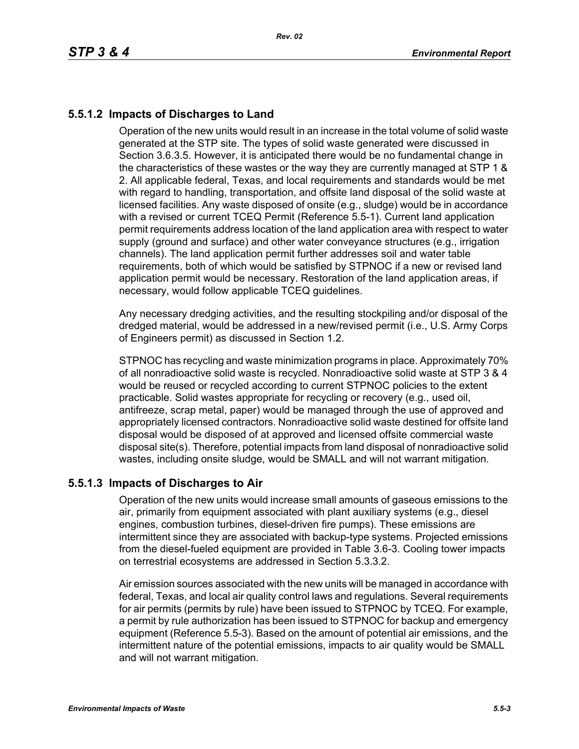### 5.5.1.2 Impacts of Discharges to Land

Operation of the new units would result in an increase in the total volume of solid waste generated at the STP site. The types of solid waste generated were discussed in Section 3.6.3.5. However, it is anticipated there would be no fundamental change in the characteristics of these wastes or the way they are currently managed at STP 1 & 2. All applicable federal, Texas, and local requirements and standards would be met with regard to handling, transportation, and offsite land disposal of the solid waste at licensed facilities. Any waste disposed of onsite (e.g., sludge) would be in accordance with a revised or current TCEQ Permit (Reference 5.5-1). Current land application permit requirements address location of the land application area with respect to water supply (ground and surface) and other water conveyance structures (e.g., irrigation channels). The land application permit further addresses soil and water table requirements, both of which would be satisfied by STPNOC if a new or revised land application permit would be necessary. Restoration of the land application areas, if necessary, would follow applicable TCEQ guidelines.

Any necessary dredging activities, and the resulting stockpiling and/or disposal of the dredged material, would be addressed in a new/revised permit (i.e., U.S. Army Corps of Engineers permit) as discussed in Section 1.2.

STPNOC has recycling and waste minimization programs in place. Approximately 70% of all nonradioactive solid waste is recycled. Nonradioactive solid waste at STP 3 & 4 would be reused or recycled according to current STPNOC policies to the extent practicable. Solid wastes appropriate for recycling or recovery (e.g., used oil, antifreeze, scrap metal, paper) would be managed through the use of approved and appropriately licensed contractors. Nonradioactive solid waste destined for offsite land disposal would be disposed of at approved and licensed offsite commercial waste disposal site(s). Therefore, potential impacts from land disposal of nonradioactive solid wastes, including onsite sludge, would be SMALL and will not warrant mitigation.

### 5.5.1.3 Impacts of Discharges to Air

Operation of the new units would increase small amounts of gaseous emissions to the air, primarily from equipment associated with plant auxiliary systems (e.g., diesel engines, combustion turbines, diesel-driven fire pumps). These emissions are intermittent since they are associated with backup-type systems. Projected emissions from the diesel-fueled equipment are provided in Table 3.6-3. Cooling tower impacts on terrestrial ecosystems are addressed in Section 5.3.3.2.

Air emission sources associated with the new units will be managed in accordance with federal, Texas, and local air quality control laws and regulations. Several requirements for air permits (permits by rule) have been issued to STPNOC by TCEQ. For example, a permit by rule authorization has been issued to STPNOC for backup and emergency equipment (Reference 5.5-3). Based on the amount of potential air emissions, and the intermittent nature of the potential emissions, impacts to air quality would be SMALL and will not warrant mitigation.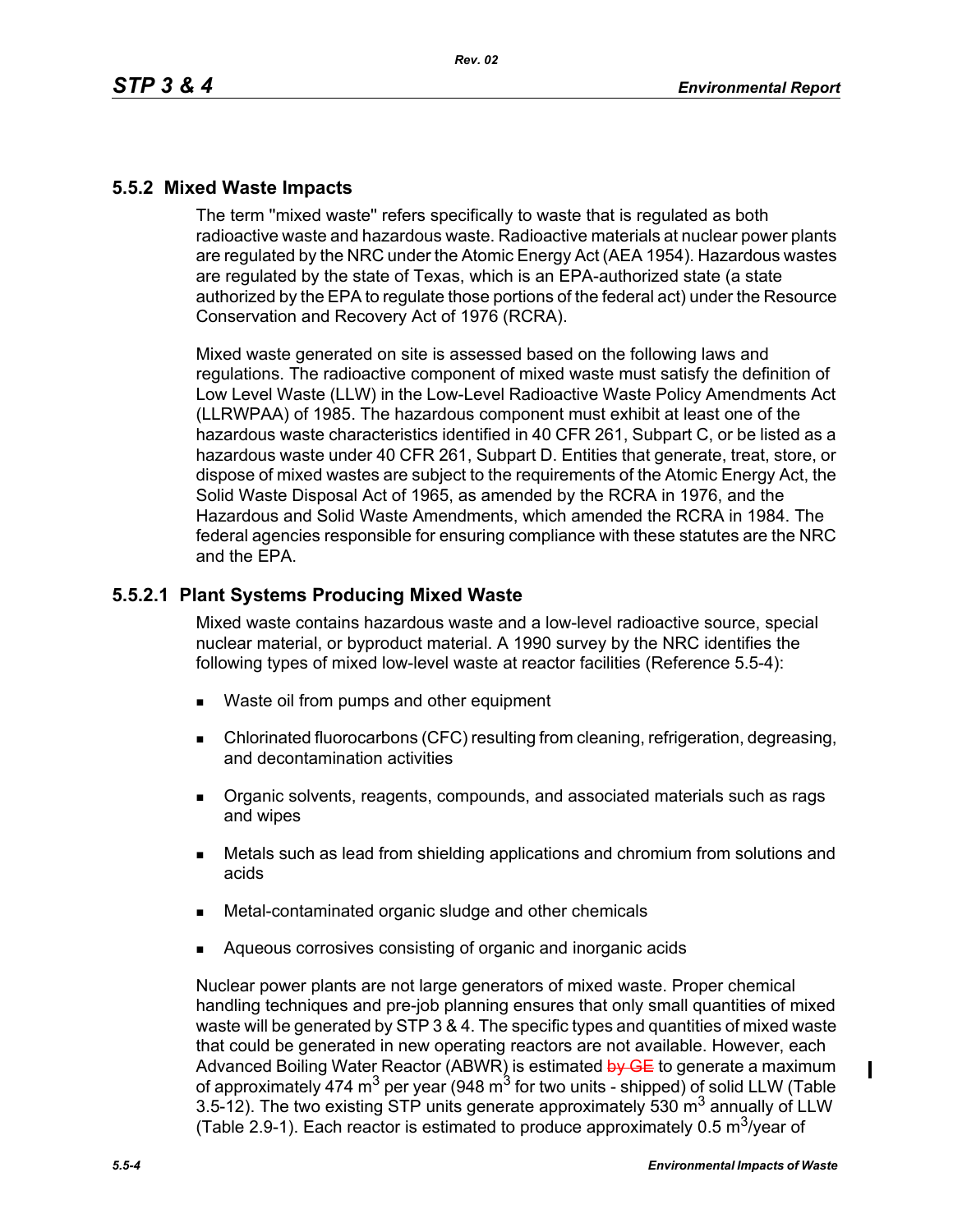## 5.5.2 Mixed Waste Impacts

The term "mixed waste" refers specifically to waste that is regulated as both radioactive waste and hazardous waste. Radioactive materials at nuclear power plants are regulated by the NRC under the Atomic Energy Act (AEA 1954). Hazardous wastes are regulated by the state of Texas, which is an EPA-authorized state (a state authorized by the EPA to regulate those portions of the federal act) under the Resource Conservation and Recovery Act of 1976 (RCRA).

Mixed waste generated on site is assessed based on the following laws and regulations. The radioactive component of mixed waste must satisfy the definition of Low Level Waste (LLW) in the Low-Level Radioactive Waste Policy Amendments Act (LLRWPAA) of 1985. The hazardous component must exhibit at least one of the hazardous waste characteristics identified in 40 CFR 261, Subpart C, or be listed as a hazardous waste under 40 CFR 261, Subpart D. Entities that generate, treat, store, or dispose of mixed wastes are subject to the requirements of the Atomic Energy Act, the Solid Waste Disposal Act of 1965, as amended by the RCRA in 1976, and the Hazardous and Solid Waste Amendments, which amended the RCRA in 1984. The federal agencies responsible for ensuring compliance with these statutes are the NRC and the EPA.

### 5.5.2.1 Plant Systems Producing Mixed Waste

Mixed waste contains hazardous waste and a low-level radioactive source, special nuclear material, or byproduct material. A 1990 survey by the NRC identifies the following types of mixed low-level waste at reactor facilities (Reference 5.5-4):

- Waste oil from pumps and other equipment
- Chlorinated fluorocarbons (CFC) resulting from cleaning, refrigeration, degreasing, and decontamination activities
- Organic solvents, reagents, compounds, and associated materials such as rags and wipes
- Metals such as lead from shielding applications and chromium from solutions and acids
- Metal-contaminated organic sludge and other chemicals
- Aqueous corrosives consisting of organic and inorganic acids

Nuclear power plants are not large generators of mixed waste. Proper chemical handling techniques and pre-job planning ensures that only small quantities of mixed waste will be generated by STP 3 & 4. The specific types and quantities of mixed waste that could be generated in new operating reactors are not available. However, each Advanced Boiling Water Reactor (ABWR) is estimated ~~by GE~~ to generate a maximum of approximately 474 $m^3$ per year (948 $m^3$ for two units - shipped) of solid LLW (Table 3.5-12). The two existing STP units generate approximately 530 $m^3$ annually of LLW (Table 2.9-1). Each reactor is estimated to produce approximately 0.5 $m^3$/year of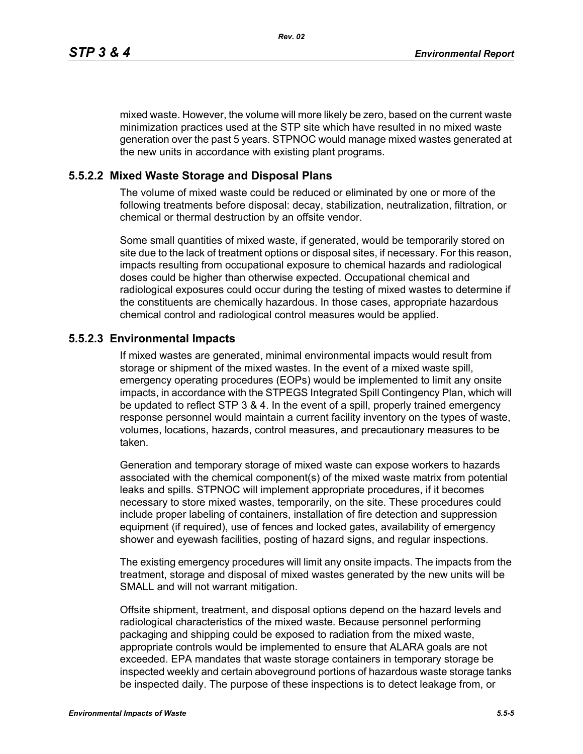mixed waste. However, the volume will more likely be zero, based on the current waste minimization practices used at the STP site which have resulted in no mixed waste generation over the past 5 years. STPNOC would manage mixed wastes generated at the new units in accordance with existing plant programs.

### 5.5.2.2 Mixed Waste Storage and Disposal Plans

The volume of mixed waste could be reduced or eliminated by one or more of the following treatments before disposal: decay, stabilization, neutralization, filtration, or chemical or thermal destruction by an offsite vendor.

Some small quantities of mixed waste, if generated, would be temporarily stored on site due to the lack of treatment options or disposal sites, if necessary. For this reason, impacts resulting from occupational exposure to chemical hazards and radiological doses could be higher than otherwise expected. Occupational chemical and radiological exposures could occur during the testing of mixed wastes to determine if the constituents are chemically hazardous. In those cases, appropriate hazardous chemical control and radiological control measures would be applied.

### 5.5.2.3 Environmental Impacts

If mixed wastes are generated, minimal environmental impacts would result from storage or shipment of the mixed wastes. In the event of a mixed waste spill, emergency operating procedures (EOPs) would be implemented to limit any onsite impacts, in accordance with the STPEGS Integrated Spill Contingency Plan, which will be updated to reflect STP 3 & 4. In the event of a spill, properly trained emergency response personnel would maintain a current facility inventory on the types of waste, volumes, locations, hazards, control measures, and precautionary measures to be taken.

Generation and temporary storage of mixed waste can expose workers to hazards associated with the chemical component(s) of the mixed waste matrix from potential leaks and spills. STPNOC will implement appropriate procedures, if it becomes necessary to store mixed wastes, temporarily, on the site. These procedures could include proper labeling of containers, installation of fire detection and suppression equipment (if required), use of fences and locked gates, availability of emergency shower and eyewash facilities, posting of hazard signs, and regular inspections.

The existing emergency procedures will limit any onsite impacts. The impacts from the treatment, storage and disposal of mixed wastes generated by the new units will be SMALL and will not warrant mitigation.

Offsite shipment, treatment, and disposal options depend on the hazard levels and radiological characteristics of the mixed waste. Because personnel performing packaging and shipping could be exposed to radiation from the mixed waste, appropriate controls would be implemented to ensure that ALARA goals are not exceeded. EPA mandates that waste storage containers in temporary storage be inspected weekly and certain aboveground portions of hazardous waste storage tanks be inspected daily. The purpose of these inspections is to detect leakage from, or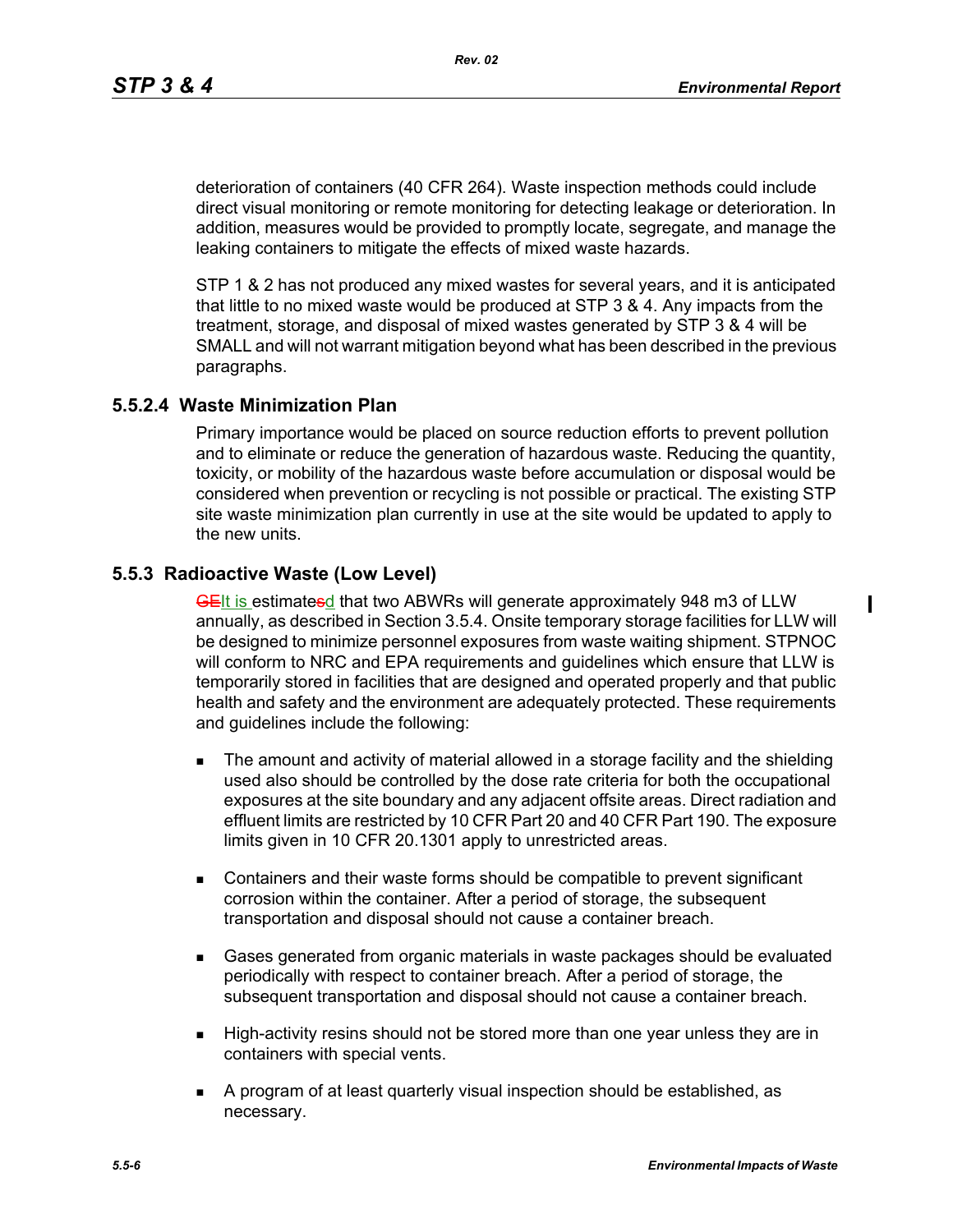deterioration of containers (40 CFR 264). Waste inspection methods could include direct visual monitoring or remote monitoring for detecting leakage or deterioration. In addition, measures would be provided to promptly locate, segregate, and manage the leaking containers to mitigate the effects of mixed waste hazards.

STP 1 & 2 has not produced any mixed wastes for several years, and it is anticipated that little to no mixed waste would be produced at STP 3 & 4. Any impacts from the treatment, storage, and disposal of mixed wastes generated by STP 3 & 4 will be SMALL and will not warrant mitigation beyond what has been described in the previous paragraphs.

### 5.5.2.4 Waste Minimization Plan

Primary importance would be placed on source reduction efforts to prevent pollution and to eliminate or reduce the generation of hazardous waste. Reducing the quantity, toxicity, or mobility of the hazardous waste before accumulation or disposal would be considered when prevention or recycling is not possible or practical. The existing STP site waste minimization plan currently in use at the site would be updated to apply to the new units.

## 5.5.3 Radioactive Waste (Low Level)

~~GE~~It is estimate~~s~~d that two ABWRs will generate approximately 948 m3 of LLW annually, as described in Section 3.5.4. Onsite temporary storage facilities for LLW will be designed to minimize personnel exposures from waste waiting shipment. STPNOC will conform to NRC and EPA requirements and guidelines which ensure that LLW is temporarily stored in facilities that are designed and operated properly and that public health and safety and the environment are adequately protected. These requirements and guidelines include the following:

- The amount and activity of material allowed in a storage facility and the shielding used also should be controlled by the dose rate criteria for both the occupational exposures at the site boundary and any adjacent offsite areas. Direct radiation and effluent limits are restricted by 10 CFR Part 20 and 40 CFR Part 190. The exposure limits given in 10 CFR 20.1301 apply to unrestricted areas.

- Containers and their waste forms should be compatible to prevent significant corrosion within the container. After a period of storage, the subsequent transportation and disposal should not cause a container breach.

- Gases generated from organic materials in waste packages should be evaluated periodically with respect to container breach. After a period of storage, the subsequent transportation and disposal should not cause a container breach.

- High-activity resins should not be stored more than one year unless they are in containers with special vents.

- A program of at least quarterly visual inspection should be established, as necessary.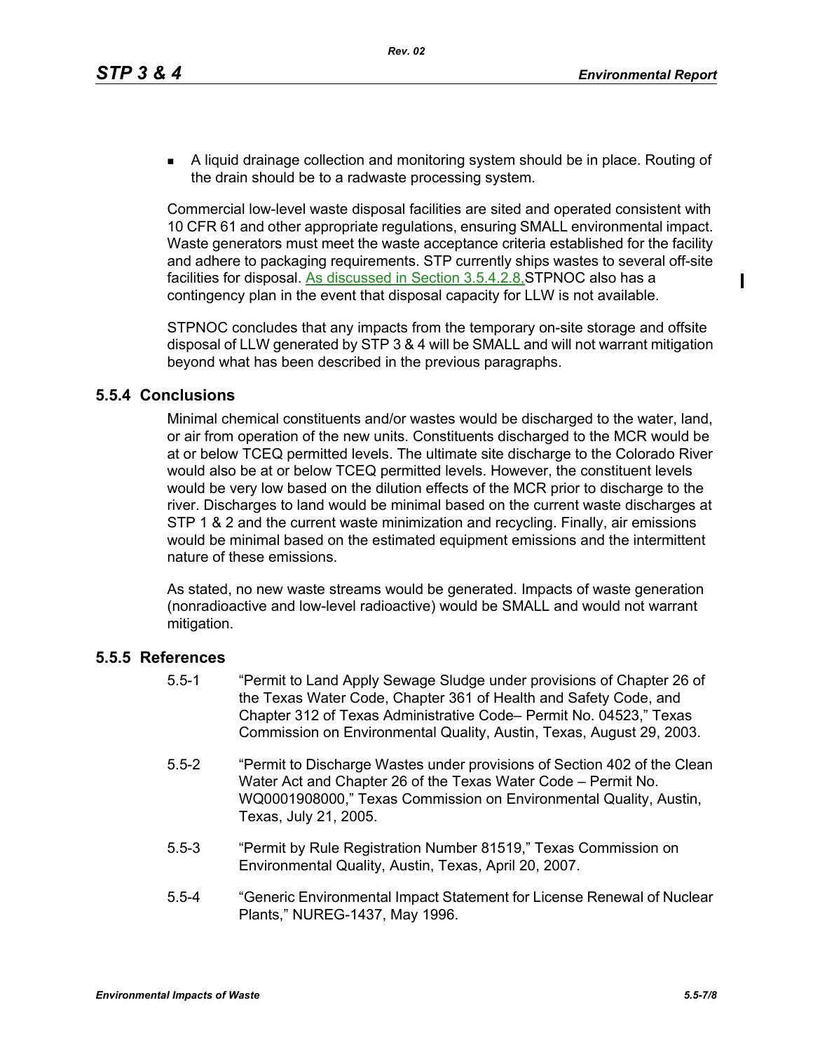- A liquid drainage collection and monitoring system should be in place. Routing of the drain should be to a radwaste processing system.

Commercial low-level waste disposal facilities are sited and operated consistent with 10 CFR 61 and other appropriate regulations, ensuring SMALL environmental impact. Waste generators must meet the waste acceptance criteria established for the facility and adhere to packaging requirements. STP currently ships wastes to several off-site facilities for disposal. As discussed in Section 3.5.4.2.8, STPNOC also has a contingency plan in the event that disposal capacity for LLW is not available.

STPNOC concludes that any impacts from the temporary on-site storage and offsite disposal of LLW generated by STP 3 & 4 will be SMALL and will not warrant mitigation beyond what has been described in the previous paragraphs.

## 5.5.4 Conclusions

Minimal chemical constituents and/or wastes would be discharged to the water, land, or air from operation of the new units. Constituents discharged to the MCR would be at or below TCEQ permitted levels. The ultimate site discharge to the Colorado River would also be at or below TCEQ permitted levels. However, the constituent levels would be very low based on the dilution effects of the MCR prior to discharge to the river. Discharges to land would be minimal based on the current waste discharges at STP 1 & 2 and the current waste minimization and recycling. Finally, air emissions would be minimal based on the estimated equipment emissions and the intermittent nature of these emissions.

As stated, no new waste streams would be generated. Impacts of waste generation (nonradioactive and low-level radioactive) would be SMALL and would not warrant mitigation.

## 5.5.5 References

5.5-1 "Permit to Land Apply Sewage Sludge under provisions of Chapter 26 of the Texas Water Code, Chapter 361 of Health and Safety Code, and Chapter 312 of Texas Administrative Code– Permit No. 04523," Texas Commission on Environmental Quality, Austin, Texas, August 29, 2003.

5.5-2 "Permit to Discharge Wastes under provisions of Section 402 of the Clean Water Act and Chapter 26 of the Texas Water Code – Permit No. WQ0001908000," Texas Commission on Environmental Quality, Austin, Texas, July 21, 2005.

5.5-3 "Permit by Rule Registration Number 81519," Texas Commission on Environmental Quality, Austin, Texas, April 20, 2007.

5.5-4 "Generic Environmental Impact Statement for License Renewal of Nuclear Plants," NUREG-1437, May 1996.